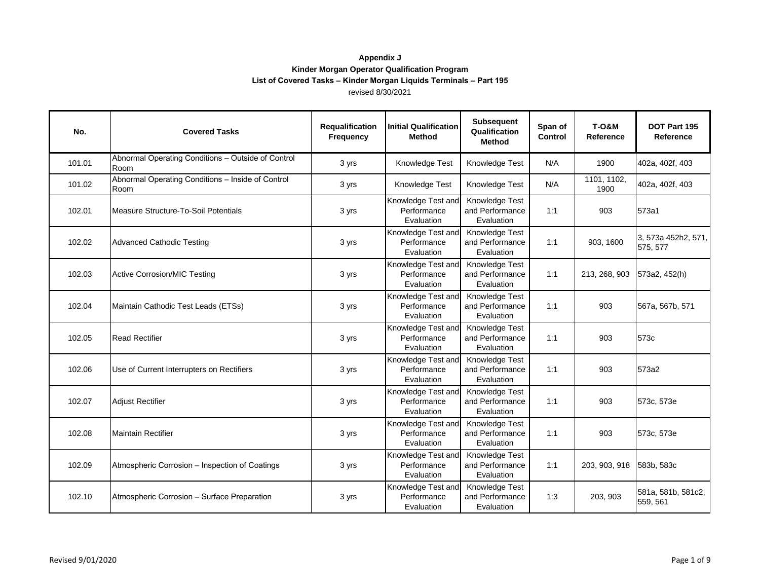**Appendix J**

**Kinder Morgan Operator Qualification Program**

**List of Covered Tasks – Kinder Morgan Liquids Terminals – Part 195**

revised 8/30/2021

| No. | Covered Tasks | Requalification Frequency | Initial Qualification Method | Subsequent Qualification Method | Span of Control | T-O&M Reference | DOT Part 195 Reference |
|---|---|---|---|---|---|---|---|
| 101.01 | Abnormal Operating Conditions – Outside of Control Room | 3 yrs | Knowledge Test | Knowledge Test | N/A | 1900 | 402a, 402f, 403 |
| 101.02 | Abnormal Operating Conditions – Inside of Control Room | 3 yrs | Knowledge Test | Knowledge Test | N/A | 1101, 1102, 1900 | 402a, 402f, 403 |
| 102.01 | Measure Structure-To-Soil Potentials | 3 yrs | Knowledge Test and Performance Evaluation | Knowledge Test and Performance Evaluation | 1:1 | 903 | 573a1 |
| 102.02 | Advanced Cathodic Testing | 3 yrs | Knowledge Test and Performance Evaluation | Knowledge Test and Performance Evaluation | 1:1 | 903, 1600 | 3, 573a 452h2, 571, 575, 577 |
| 102.03 | Active Corrosion/MIC Testing | 3 yrs | Knowledge Test and Performance Evaluation | Knowledge Test and Performance Evaluation | 1:1 | 213, 268, 903 | 573a2, 452(h) |
| 102.04 | Maintain Cathodic Test Leads (ETSs) | 3 yrs | Knowledge Test and Performance Evaluation | Knowledge Test and Performance Evaluation | 1:1 | 903 | 567a, 567b, 571 |
| 102.05 | Read Rectifier | 3 yrs | Knowledge Test and Performance Evaluation | Knowledge Test and Performance Evaluation | 1:1 | 903 | 573c |
| 102.06 | Use of Current Interrupters on Rectifiers | 3 yrs | Knowledge Test and Performance Evaluation | Knowledge Test and Performance Evaluation | 1:1 | 903 | 573a2 |
| 102.07 | Adjust Rectifier | 3 yrs | Knowledge Test and Performance Evaluation | Knowledge Test and Performance Evaluation | 1:1 | 903 | 573c, 573e |
| 102.08 | Maintain Rectifier | 3 yrs | Knowledge Test and Performance Evaluation | Knowledge Test and Performance Evaluation | 1:1 | 903 | 573c, 573e |
| 102.09 | Atmospheric Corrosion – Inspection of Coatings | 3 yrs | Knowledge Test and Performance Evaluation | Knowledge Test and Performance Evaluation | 1:1 | 203, 903, 918 | 583b, 583c |
| 102.10 | Atmospheric Corrosion – Surface Preparation | 3 yrs | Knowledge Test and Performance Evaluation | Knowledge Test and Performance Evaluation | 1:3 | 203, 903 | 581a, 581b, 581c2, 559, 561 |

Revised 9/01/2020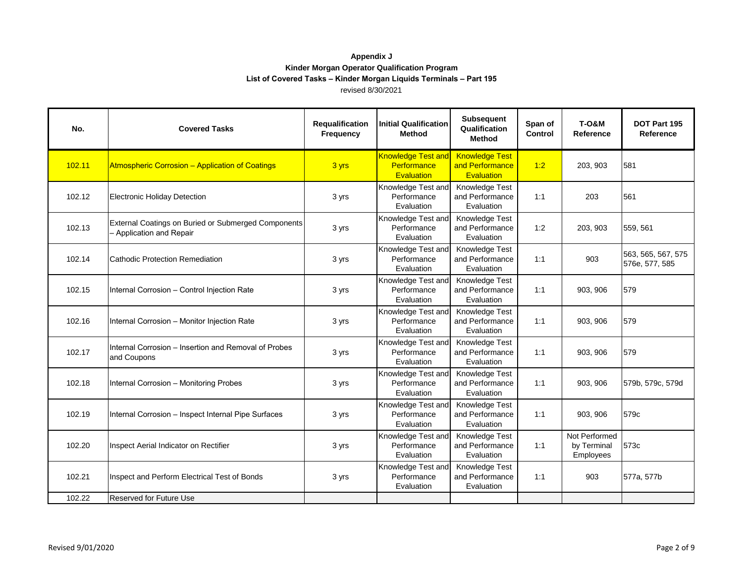**Appendix J**

**Kinder Morgan Operator Qualification Program**

**List of Covered Tasks – Kinder Morgan Liquids Terminals – Part 195**

revised 8/30/2021

| No. | Covered Tasks | Requalification Frequency | Initial Qualification Method | Subsequent Qualification Method | Span of Control | T-O&M Reference | DOT Part 195 Reference |
|---|---|---|---|---|---|---|---|
| 102.11 | Atmospheric Corrosion – Application of Coatings | 3 yrs | Knowledge Test and Performance Evaluation | Knowledge Test and Performance Evaluation | 1:2 | 203, 903 | 581 |
| 102.12 | Electronic Holiday Detection | 3 yrs | Knowledge Test and Performance Evaluation | Knowledge Test and Performance Evaluation | 1:1 | 203 | 561 |
| 102.13 | External Coatings on Buried or Submerged Components – Application and Repair | 3 yrs | Knowledge Test and Performance Evaluation | Knowledge Test and Performance Evaluation | 1:2 | 203, 903 | 559, 561 |
| 102.14 | Cathodic Protection Remediation | 3 yrs | Knowledge Test and Performance Evaluation | Knowledge Test and Performance Evaluation | 1:1 | 903 | 563, 565, 567, 575 576e, 577, 585 |
| 102.15 | Internal Corrosion – Control Injection Rate | 3 yrs | Knowledge Test and Performance Evaluation | Knowledge Test and Performance Evaluation | 1:1 | 903, 906 | 579 |
| 102.16 | Internal Corrosion – Monitor Injection Rate | 3 yrs | Knowledge Test and Performance Evaluation | Knowledge Test and Performance Evaluation | 1:1 | 903, 906 | 579 |
| 102.17 | Internal Corrosion – Insertion and Removal of Probes and Coupons | 3 yrs | Knowledge Test and Performance Evaluation | Knowledge Test and Performance Evaluation | 1:1 | 903, 906 | 579 |
| 102.18 | Internal Corrosion – Monitoring Probes | 3 yrs | Knowledge Test and Performance Evaluation | Knowledge Test and Performance Evaluation | 1:1 | 903, 906 | 579b, 579c, 579d |
| 102.19 | Internal Corrosion – Inspect Internal Pipe Surfaces | 3 yrs | Knowledge Test and Performance Evaluation | Knowledge Test and Performance Evaluation | 1:1 | 903, 906 | 579c |
| 102.20 | Inspect Aerial Indicator on Rectifier | 3 yrs | Knowledge Test and Performance Evaluation | Knowledge Test and Performance Evaluation | 1:1 | Not Performed by Terminal Employees | 573c |
| 102.21 | Inspect and Perform Electrical Test of Bonds | 3 yrs | Knowledge Test and Performance Evaluation | Knowledge Test and Performance Evaluation | 1:1 | 903 | 577a, 577b |
| 102.22 | Reserved for Future Use | | | | | | |

Revised 9/01/2020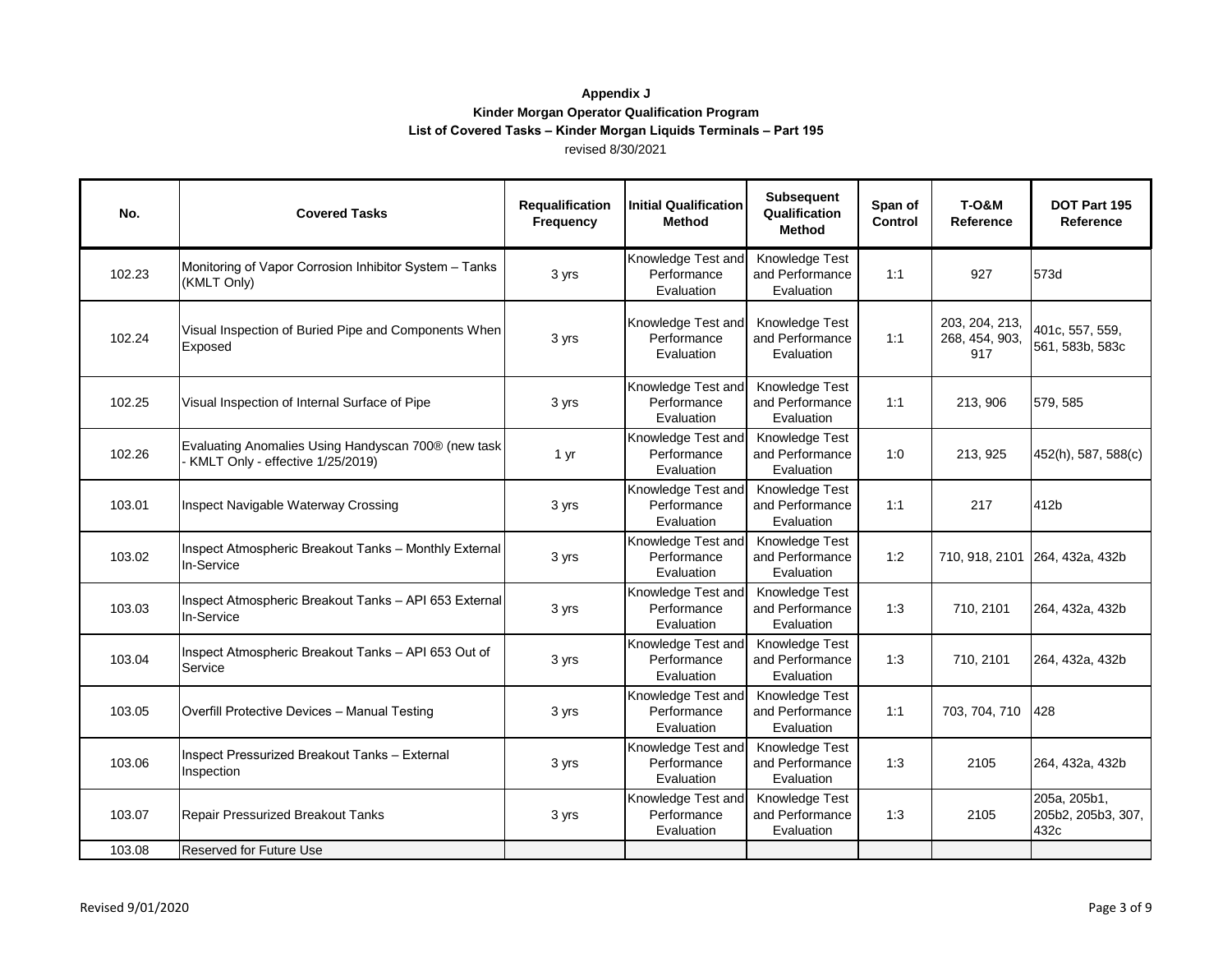**Appendix J**

**Kinder Morgan Operator Qualification Program**

**List of Covered Tasks – Kinder Morgan Liquids Terminals – Part 195**

revised 8/30/2021

| No. | Covered Tasks | Requalification Frequency | Initial Qualification Method | Subsequent Qualification Method | Span of Control | T-O&M Reference | DOT Part 195 Reference |
|---|---|---|---|---|---|---|---|
| 102.23 | Monitoring of Vapor Corrosion Inhibitor System – Tanks (KMLT Only) | 3 yrs | Knowledge Test and Performance Evaluation | Knowledge Test and Performance Evaluation | 1:1 | 927 | 573d |
| 102.24 | Visual Inspection of Buried Pipe and Components When Exposed | 3 yrs | Knowledge Test and Performance Evaluation | Knowledge Test and Performance Evaluation | 1:1 | 203, 204, 213, 268, 454, 903, 917 | 401c, 557, 559, 561, 583b, 583c |
| 102.25 | Visual Inspection of Internal Surface of Pipe | 3 yrs | Knowledge Test and Performance Evaluation | Knowledge Test and Performance Evaluation | 1:1 | 213, 906 | 579, 585 |
| 102.26 | Evaluating Anomalies Using Handyscan 700® (new task - KMLT Only - effective 1/25/2019) | 1 yr | Knowledge Test and Performance Evaluation | Knowledge Test and Performance Evaluation | 1:0 | 213, 925 | 452(h), 587, 588(c) |
| 103.01 | Inspect Navigable Waterway Crossing | 3 yrs | Knowledge Test and Performance Evaluation | Knowledge Test and Performance Evaluation | 1:1 | 217 | 412b |
| 103.02 | Inspect Atmospheric Breakout Tanks – Monthly External In-Service | 3 yrs | Knowledge Test and Performance Evaluation | Knowledge Test and Performance Evaluation | 1:2 | 710, 918, 2101 | 264, 432a, 432b |
| 103.03 | Inspect Atmospheric Breakout Tanks – API 653 External In-Service | 3 yrs | Knowledge Test and Performance Evaluation | Knowledge Test and Performance Evaluation | 1:3 | 710, 2101 | 264, 432a, 432b |
| 103.04 | Inspect Atmospheric Breakout Tanks – API 653 Out of Service | 3 yrs | Knowledge Test and Performance Evaluation | Knowledge Test and Performance Evaluation | 1:3 | 710, 2101 | 264, 432a, 432b |
| 103.05 | Overfill Protective Devices – Manual Testing | 3 yrs | Knowledge Test and Performance Evaluation | Knowledge Test and Performance Evaluation | 1:1 | 703, 704, 710 | 428 |
| 103.06 | Inspect Pressurized Breakout Tanks – External Inspection | 3 yrs | Knowledge Test and Performance Evaluation | Knowledge Test and Performance Evaluation | 1:3 | 2105 | 264, 432a, 432b |
| 103.07 | Repair Pressurized Breakout Tanks | 3 yrs | Knowledge Test and Performance Evaluation | Knowledge Test and Performance Evaluation | 1:3 | 2105 | 205a, 205b1, 205b2, 205b3, 307, 432c |
| 103.08 | Reserved for Future Use | | | | | | |

Revised 9/01/2020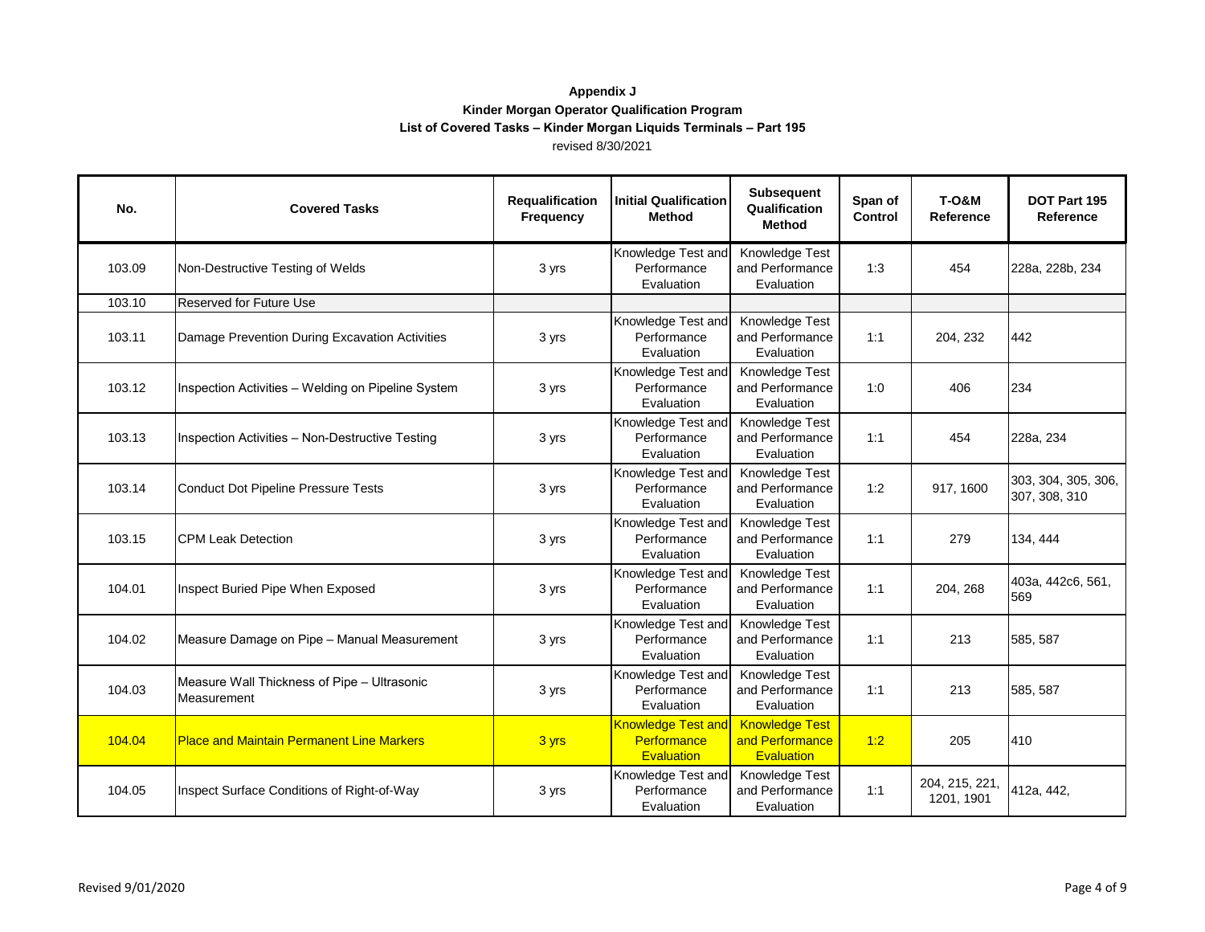**Appendix J**

**Kinder Morgan Operator Qualification Program**

**List of Covered Tasks – Kinder Morgan Liquids Terminals – Part 195**

revised 8/30/2021

| No. | Covered Tasks | Requalification Frequency | Initial Qualification Method | Subsequent Qualification Method | Span of Control | T-O&M Reference | DOT Part 195 Reference |
|---|---|---|---|---|---|---|---|
| 103.09 | Non-Destructive Testing of Welds | 3 yrs | Knowledge Test and Performance Evaluation | Knowledge Test and Performance Evaluation | 1:3 | 454 | 228a, 228b, 234 |
| 103.10 | Reserved for Future Use | | | | | | |
| 103.11 | Damage Prevention During Excavation Activities | 3 yrs | Knowledge Test and Performance Evaluation | Knowledge Test and Performance Evaluation | 1:1 | 204, 232 | 442 |
| 103.12 | Inspection Activities – Welding on Pipeline System | 3 yrs | Knowledge Test and Performance Evaluation | Knowledge Test and Performance Evaluation | 1:0 | 406 | 234 |
| 103.13 | Inspection Activities – Non-Destructive Testing | 3 yrs | Knowledge Test and Performance Evaluation | Knowledge Test and Performance Evaluation | 1:1 | 454 | 228a, 234 |
| 103.14 | Conduct Dot Pipeline Pressure Tests | 3 yrs | Knowledge Test and Performance Evaluation | Knowledge Test and Performance Evaluation | 1:2 | 917, 1600 | 303, 304, 305, 306, 307, 308, 310 |
| 103.15 | CPM Leak Detection | 3 yrs | Knowledge Test and Performance Evaluation | Knowledge Test and Performance Evaluation | 1:1 | 279 | 134, 444 |
| 104.01 | Inspect Buried Pipe When Exposed | 3 yrs | Knowledge Test and Performance Evaluation | Knowledge Test and Performance Evaluation | 1:1 | 204, 268 | 403a, 442c6, 561, 569 |
| 104.02 | Measure Damage on Pipe – Manual Measurement | 3 yrs | Knowledge Test and Performance Evaluation | Knowledge Test and Performance Evaluation | 1:1 | 213 | 585, 587 |
| 104.03 | Measure Wall Thickness of Pipe – Ultrasonic Measurement | 3 yrs | Knowledge Test and Performance Evaluation | Knowledge Test and Performance Evaluation | 1:1 | 213 | 585, 587 |
| 104.04 | Place and Maintain Permanent Line Markers | 3 yrs | Knowledge Test and Performance Evaluation | Knowledge Test and Performance Evaluation | 1:2 | 205 | 410 |
| 104.05 | Inspect Surface Conditions of Right-of-Way | 3 yrs | Knowledge Test and Performance Evaluation | Knowledge Test and Performance Evaluation | 1:1 | 204, 215, 221, 1201, 1901 | 412a, 442, |

Revised 9/01/2020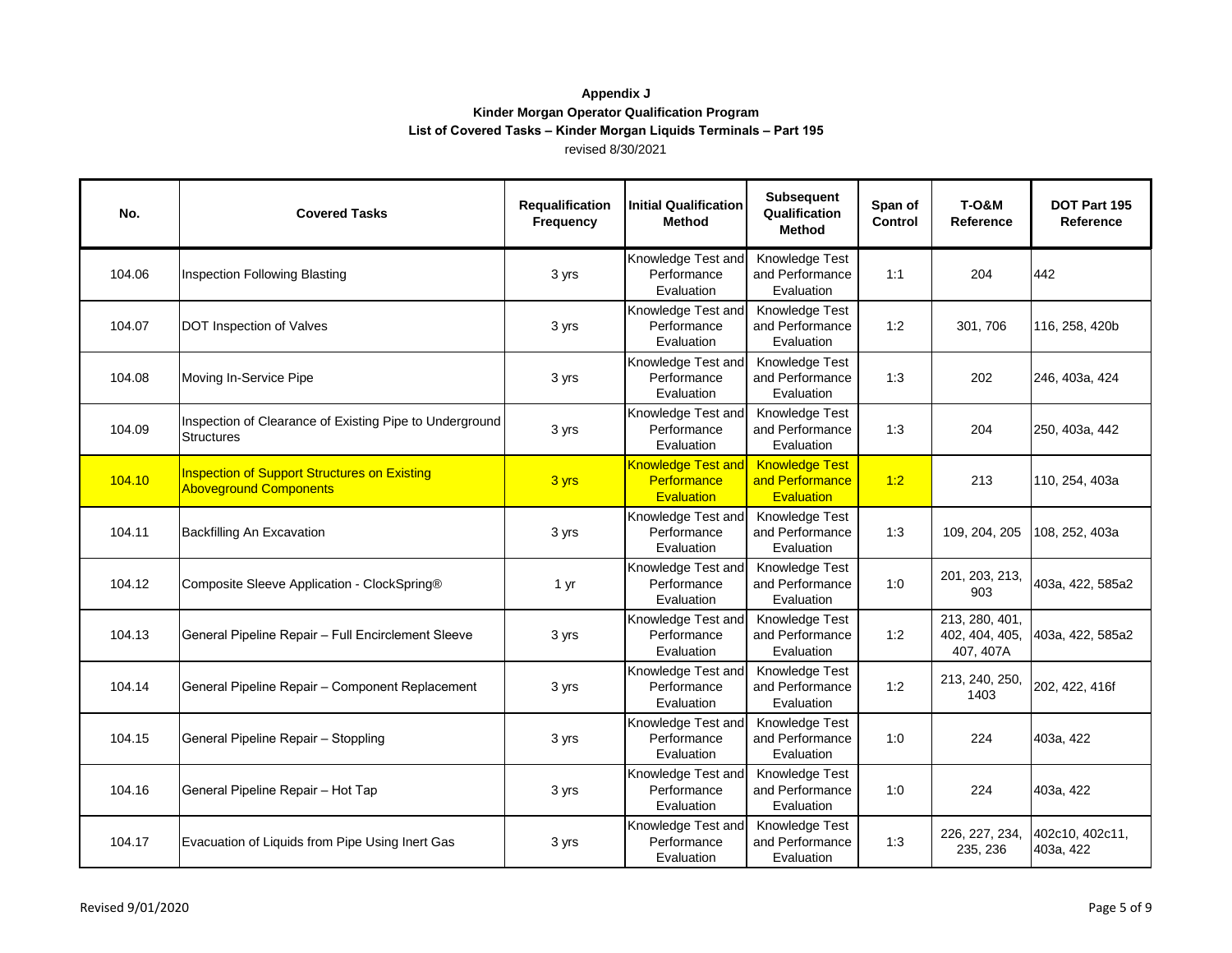**Appendix J**

**Kinder Morgan Operator Qualification Program**

**List of Covered Tasks – Kinder Morgan Liquids Terminals – Part 195**

revised 8/30/2021

| No. | Covered Tasks | Requalification Frequency | Initial Qualification Method | Subsequent Qualification Method | Span of Control | T-O&M Reference | DOT Part 195 Reference |
|---|---|---|---|---|---|---|---|
| 104.06 | Inspection Following Blasting | 3 yrs | Knowledge Test and Performance Evaluation | Knowledge Test and Performance Evaluation | 1:1 | 204 | 442 |
| 104.07 | DOT Inspection of Valves | 3 yrs | Knowledge Test and Performance Evaluation | Knowledge Test and Performance Evaluation | 1:2 | 301, 706 | 116, 258, 420b |
| 104.08 | Moving In-Service Pipe | 3 yrs | Knowledge Test and Performance Evaluation | Knowledge Test and Performance Evaluation | 1:3 | 202 | 246, 403a, 424 |
| 104.09 | Inspection of Clearance of Existing Pipe to Underground Structures | 3 yrs | Knowledge Test and Performance Evaluation | Knowledge Test and Performance Evaluation | 1:3 | 204 | 250, 403a, 442 |
| 104.10 | Inspection of Support Structures on Existing Aboveground Components | 3 yrs | Knowledge Test and Performance Evaluation | Knowledge Test and Performance Evaluation | 1:2 | 213 | 110, 254, 403a |
| 104.11 | Backfilling An Excavation | 3 yrs | Knowledge Test and Performance Evaluation | Knowledge Test and Performance Evaluation | 1:3 | 109, 204, 205 | 108, 252, 403a |
| 104.12 | Composite Sleeve Application - ClockSpring® | 1 yr | Knowledge Test and Performance Evaluation | Knowledge Test and Performance Evaluation | 1:0 | 201, 203, 213, 903 | 403a, 422, 585a2 |
| 104.13 | General Pipeline Repair – Full Encirclement Sleeve | 3 yrs | Knowledge Test and Performance Evaluation | Knowledge Test and Performance Evaluation | 1:2 | 213, 280, 401, 402, 404, 405, 407, 407A | 403a, 422, 585a2 |
| 104.14 | General Pipeline Repair – Component Replacement | 3 yrs | Knowledge Test and Performance Evaluation | Knowledge Test and Performance Evaluation | 1:2 | 213, 240, 250, 1403 | 202, 422, 416f |
| 104.15 | General Pipeline Repair – Stoppling | 3 yrs | Knowledge Test and Performance Evaluation | Knowledge Test and Performance Evaluation | 1:0 | 224 | 403a, 422 |
| 104.16 | General Pipeline Repair – Hot Tap | 3 yrs | Knowledge Test and Performance Evaluation | Knowledge Test and Performance Evaluation | 1:0 | 224 | 403a, 422 |
| 104.17 | Evacuation of Liquids from Pipe Using Inert Gas | 3 yrs | Knowledge Test and Performance Evaluation | Knowledge Test and Performance Evaluation | 1:3 | 226, 227, 234, 235, 236 | 402c10, 402c11, 403a, 422 |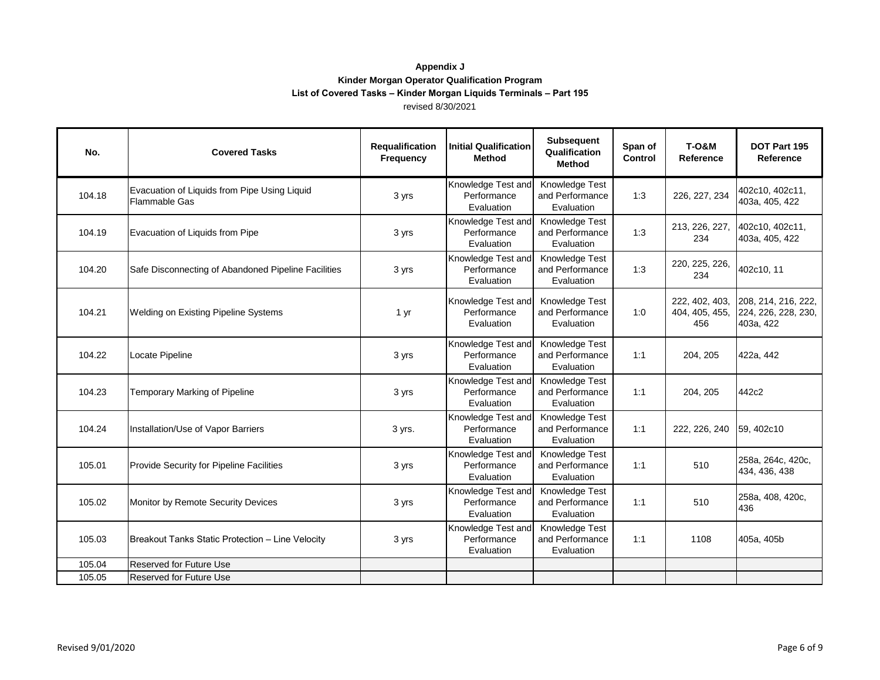**Appendix J**

**Kinder Morgan Operator Qualification Program**

**List of Covered Tasks – Kinder Morgan Liquids Terminals – Part 195**

revised 8/30/2021

| No. | Covered Tasks | Requalification Frequency | Initial Qualification Method | Subsequent Qualification Method | Span of Control | T-O&M Reference | DOT Part 195 Reference |
|---|---|---|---|---|---|---|---|
| 104.18 | Evacuation of Liquids from Pipe Using Liquid Flammable Gas | 3 yrs | Knowledge Test and Performance Evaluation | Knowledge Test and Performance Evaluation | 1:3 | 226, 227, 234 | 402c10, 402c11, 403a, 405, 422 |
| 104.19 | Evacuation of Liquids from Pipe | 3 yrs | Knowledge Test and Performance Evaluation | Knowledge Test and Performance Evaluation | 1:3 | 213, 226, 227, 234 | 402c10, 402c11, 403a, 405, 422 |
| 104.20 | Safe Disconnecting of Abandoned Pipeline Facilities | 3 yrs | Knowledge Test and Performance Evaluation | Knowledge Test and Performance Evaluation | 1:3 | 220, 225, 226, 234 | 402c10, 11 |
| 104.21 | Welding on Existing Pipeline Systems | 1 yr | Knowledge Test and Performance Evaluation | Knowledge Test and Performance Evaluation | 1:0 | 222, 402, 403, 404, 405, 455, 456 | 208, 214, 216, 222, 224, 226, 228, 230, 403a, 422 |
| 104.22 | Locate Pipeline | 3 yrs | Knowledge Test and Performance Evaluation | Knowledge Test and Performance Evaluation | 1:1 | 204, 205 | 422a, 442 |
| 104.23 | Temporary Marking of Pipeline | 3 yrs | Knowledge Test and Performance Evaluation | Knowledge Test and Performance Evaluation | 1:1 | 204, 205 | 442c2 |
| 104.24 | Installation/Use of Vapor Barriers | 3 yrs. | Knowledge Test and Performance Evaluation | Knowledge Test and Performance Evaluation | 1:1 | 222, 226, 240 | 59, 402c10 |
| 105.01 | Provide Security for Pipeline Facilities | 3 yrs | Knowledge Test and Performance Evaluation | Knowledge Test and Performance Evaluation | 1:1 | 510 | 258a, 264c, 420c, 434, 436, 438 |
| 105.02 | Monitor by Remote Security Devices | 3 yrs | Knowledge Test and Performance Evaluation | Knowledge Test and Performance Evaluation | 1:1 | 510 | 258a, 408, 420c, 436 |
| 105.03 | Breakout Tanks Static Protection – Line Velocity | 3 yrs | Knowledge Test and Performance Evaluation | Knowledge Test and Performance Evaluation | 1:1 | 1108 | 405a, 405b |
| 105.04 | Reserved for Future Use | | | | | | |
| 105.05 | Reserved for Future Use | | | | | | |

Revised 9/01/2020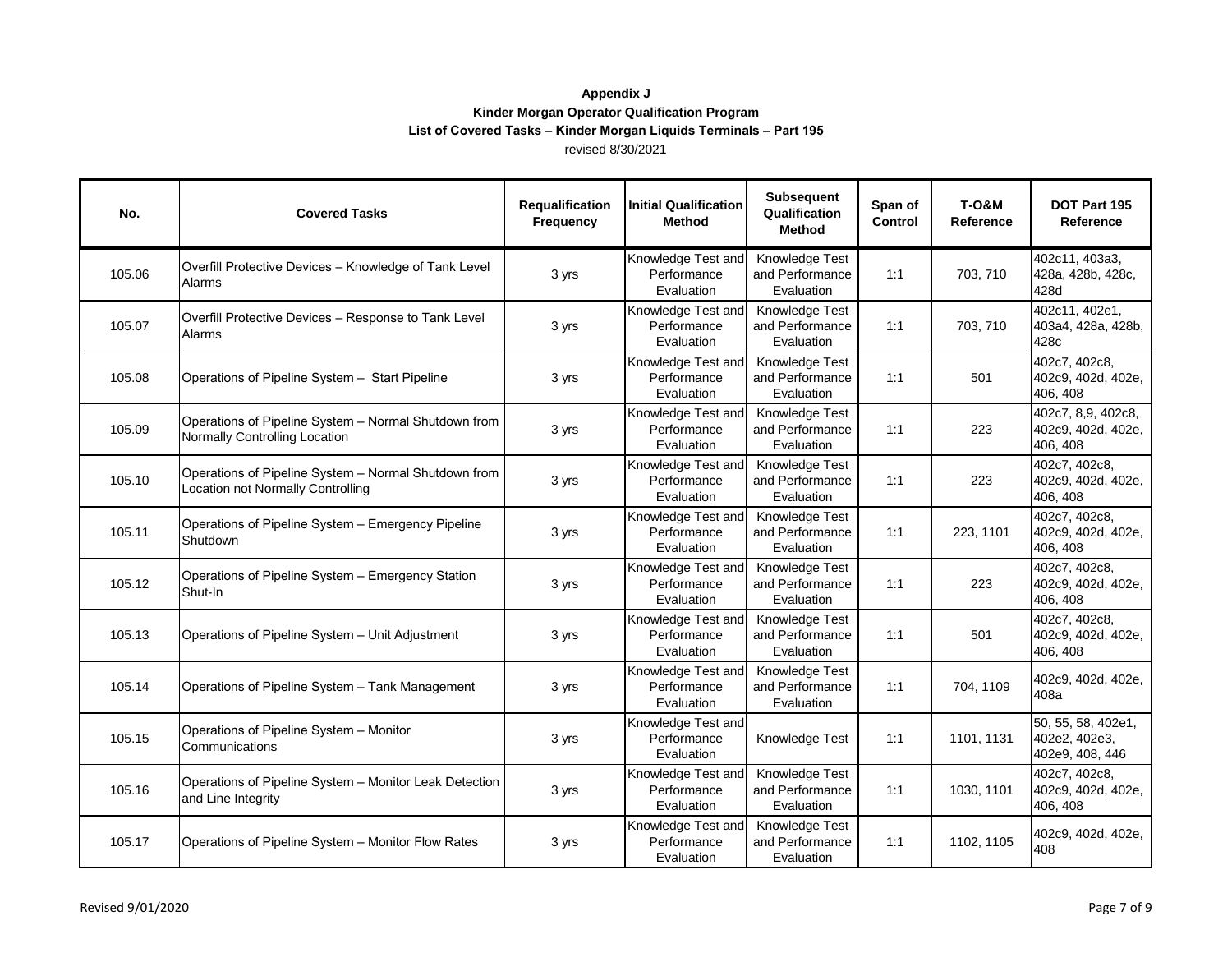**Appendix J**

**Kinder Morgan Operator Qualification Program**

**List of Covered Tasks – Kinder Morgan Liquids Terminals – Part 195**

revised 8/30/2021

| No. | Covered Tasks | Requalification Frequency | Initial Qualification Method | Subsequent Qualification Method | Span of Control | T-O&M Reference | DOT Part 195 Reference |
|---|---|---|---|---|---|---|---|
| 105.06 | Overfill Protective Devices – Knowledge of Tank Level Alarms | 3 yrs | Knowledge Test and Performance Evaluation | Knowledge Test and Performance Evaluation | 1:1 | 703, 710 | 402c11, 403a3, 428a, 428b, 428c, 428d |
| 105.07 | Overfill Protective Devices – Response to Tank Level Alarms | 3 yrs | Knowledge Test and Performance Evaluation | Knowledge Test and Performance Evaluation | 1:1 | 703, 710 | 402c11, 402e1, 403a4, 428a, 428b, 428c |
| 105.08 | Operations of Pipeline System – Start Pipeline | 3 yrs | Knowledge Test and Performance Evaluation | Knowledge Test and Performance Evaluation | 1:1 | 501 | 402c7, 402c8, 402c9, 402d, 402e, 406, 408 |
| 105.09 | Operations of Pipeline System – Normal Shutdown from Normally Controlling Location | 3 yrs | Knowledge Test and Performance Evaluation | Knowledge Test and Performance Evaluation | 1:1 | 223 | 402c7, 8,9, 402c8, 402c9, 402d, 402e, 406, 408 |
| 105.10 | Operations of Pipeline System – Normal Shutdown from Location not Normally Controlling | 3 yrs | Knowledge Test and Performance Evaluation | Knowledge Test and Performance Evaluation | 1:1 | 223 | 402c7, 402c8, 402c9, 402d, 402e, 406, 408 |
| 105.11 | Operations of Pipeline System – Emergency Pipeline Shutdown | 3 yrs | Knowledge Test and Performance Evaluation | Knowledge Test and Performance Evaluation | 1:1 | 223, 1101 | 402c7, 402c8, 402c9, 402d, 402e, 406, 408 |
| 105.12 | Operations of Pipeline System – Emergency Station Shut-In | 3 yrs | Knowledge Test and Performance Evaluation | Knowledge Test and Performance Evaluation | 1:1 | 223 | 402c7, 402c8, 402c9, 402d, 402e, 406, 408 |
| 105.13 | Operations of Pipeline System – Unit Adjustment | 3 yrs | Knowledge Test and Performance Evaluation | Knowledge Test and Performance Evaluation | 1:1 | 501 | 402c7, 402c8, 402c9, 402d, 402e, 406, 408 |
| 105.14 | Operations of Pipeline System – Tank Management | 3 yrs | Knowledge Test and Performance Evaluation | Knowledge Test and Performance Evaluation | 1:1 | 704, 1109 | 402c9, 402d, 402e, 408a |
| 105.15 | Operations of Pipeline System – Monitor Communications | 3 yrs | Knowledge Test and Performance Evaluation | Knowledge Test | 1:1 | 1101, 1131 | 50, 55, 58, 402e1, 402e2, 402e3, 402e9, 408, 446 |
| 105.16 | Operations of Pipeline System – Monitor Leak Detection and Line Integrity | 3 yrs | Knowledge Test and Performance Evaluation | Knowledge Test and Performance Evaluation | 1:1 | 1030, 1101 | 402c7, 402c8, 402c9, 402d, 402e, 406, 408 |
| 105.17 | Operations of Pipeline System – Monitor Flow Rates | 3 yrs | Knowledge Test and Performance Evaluation | Knowledge Test and Performance Evaluation | 1:1 | 1102, 1105 | 402c9, 402d, 402e, 408 |

Revised 9/01/2020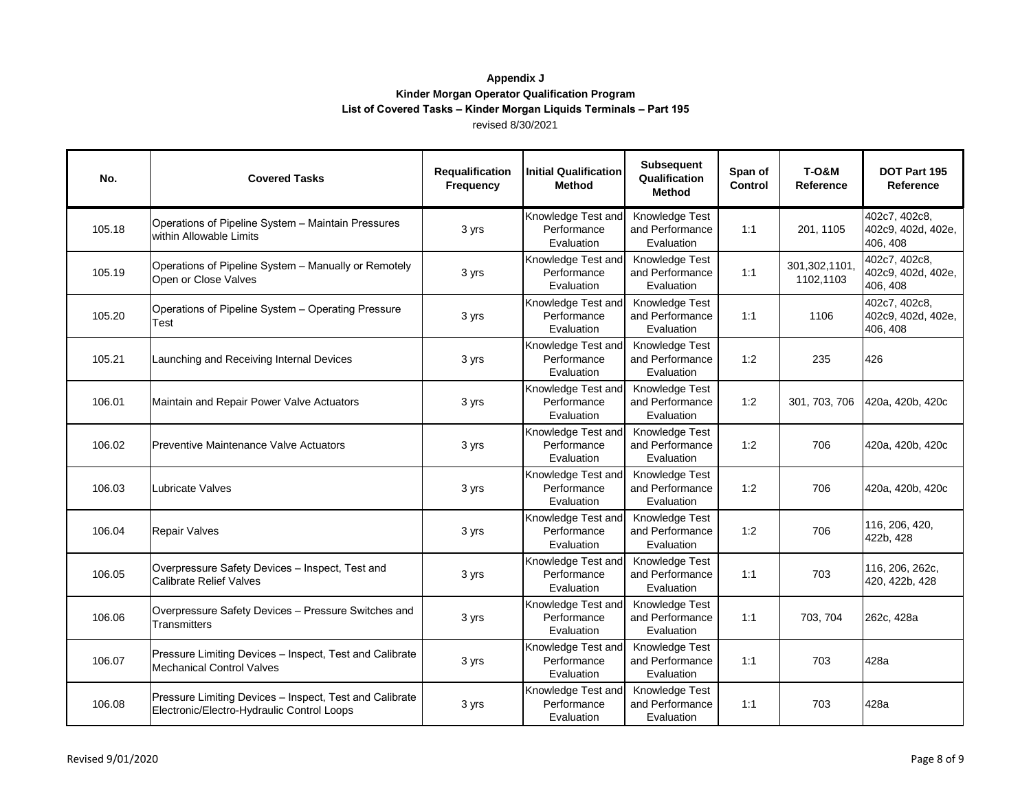**Appendix J**

**Kinder Morgan Operator Qualification Program**

**List of Covered Tasks – Kinder Morgan Liquids Terminals – Part 195**

revised 8/30/2021

| No. | Covered Tasks | Requalification Frequency | Initial Qualification Method | Subsequent Qualification Method | Span of Control | T-O&M Reference | DOT Part 195 Reference |
|---|---|---|---|---|---|---|---|
| 105.18 | Operations of Pipeline System – Maintain Pressures within Allowable Limits | 3 yrs | Knowledge Test and Performance Evaluation | Knowledge Test and Performance Evaluation | 1:1 | 201, 1105 | 402c7, 402c8, 402c9, 402d, 402e, 406, 408 |
| 105.19 | Operations of Pipeline System – Manually or Remotely Open or Close Valves | 3 yrs | Knowledge Test and Performance Evaluation | Knowledge Test and Performance Evaluation | 1:1 | 301,302,1101, 1102,1103 | 402c7, 402c8, 402c9, 402d, 402e, 406, 408 |
| 105.20 | Operations of Pipeline System – Operating Pressure Test | 3 yrs | Knowledge Test and Performance Evaluation | Knowledge Test and Performance Evaluation | 1:1 | 1106 | 402c7, 402c8, 402c9, 402d, 402e, 406, 408 |
| 105.21 | Launching and Receiving Internal Devices | 3 yrs | Knowledge Test and Performance Evaluation | Knowledge Test and Performance Evaluation | 1:2 | 235 | 426 |
| 106.01 | Maintain and Repair Power Valve Actuators | 3 yrs | Knowledge Test and Performance Evaluation | Knowledge Test and Performance Evaluation | 1:2 | 301, 703, 706 | 420a, 420b, 420c |
| 106.02 | Preventive Maintenance Valve Actuators | 3 yrs | Knowledge Test and Performance Evaluation | Knowledge Test and Performance Evaluation | 1:2 | 706 | 420a, 420b, 420c |
| 106.03 | Lubricate Valves | 3 yrs | Knowledge Test and Performance Evaluation | Knowledge Test and Performance Evaluation | 1:2 | 706 | 420a, 420b, 420c |
| 106.04 | Repair Valves | 3 yrs | Knowledge Test and Performance Evaluation | Knowledge Test and Performance Evaluation | 1:2 | 706 | 116, 206, 420, 422b, 428 |
| 106.05 | Overpressure Safety Devices – Inspect, Test and Calibrate Relief Valves | 3 yrs | Knowledge Test and Performance Evaluation | Knowledge Test and Performance Evaluation | 1:1 | 703 | 116, 206, 262c, 420, 422b, 428 |
| 106.06 | Overpressure Safety Devices – Pressure Switches and Transmitters | 3 yrs | Knowledge Test and Performance Evaluation | Knowledge Test and Performance Evaluation | 1:1 | 703, 704 | 262c, 428a |
| 106.07 | Pressure Limiting Devices – Inspect, Test and Calibrate Mechanical Control Valves | 3 yrs | Knowledge Test and Performance Evaluation | Knowledge Test and Performance Evaluation | 1:1 | 703 | 428a |
| 106.08 | Pressure Limiting Devices – Inspect, Test and Calibrate Electronic/Electro-Hydraulic Control Loops | 3 yrs | Knowledge Test and Performance Evaluation | Knowledge Test and Performance Evaluation | 1:1 | 703 | 428a |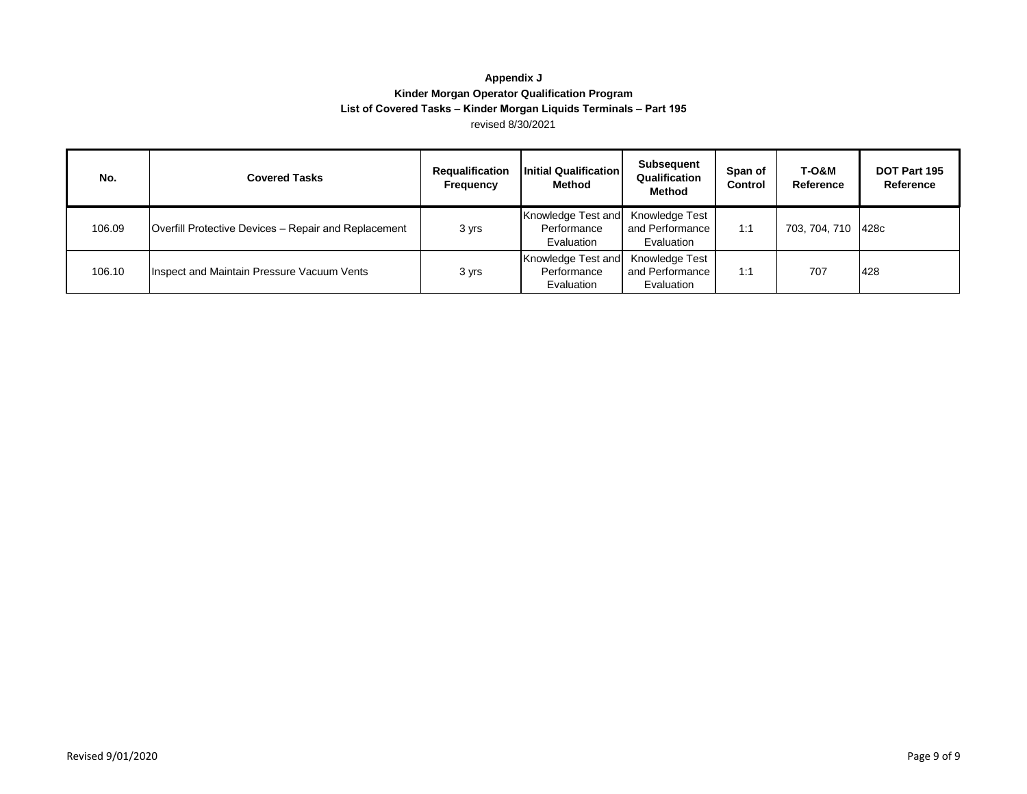**Appendix J**

**Kinder Morgan Operator Qualification Program**

**List of Covered Tasks – Kinder Morgan Liquids Terminals – Part 195**

revised 8/30/2021

| No. | Covered Tasks | Requalification Frequency | Initial Qualification Method | Subsequent Qualification Method | Span of Control | T-O&M Reference | DOT Part 195 Reference |
|---|---|---|---|---|---|---|---|
| 106.09 | Overfill Protective Devices – Repair and Replacement | 3 yrs | Knowledge Test and Performance Evaluation | Knowledge Test and Performance Evaluation | 1:1 | 703, 704, 710 | 428c |
| 106.10 | Inspect and Maintain Pressure Vacuum Vents | 3 yrs | Knowledge Test and Performance Evaluation | Knowledge Test and Performance Evaluation | 1:1 | 707 | 428 |

Revised 9/01/2020